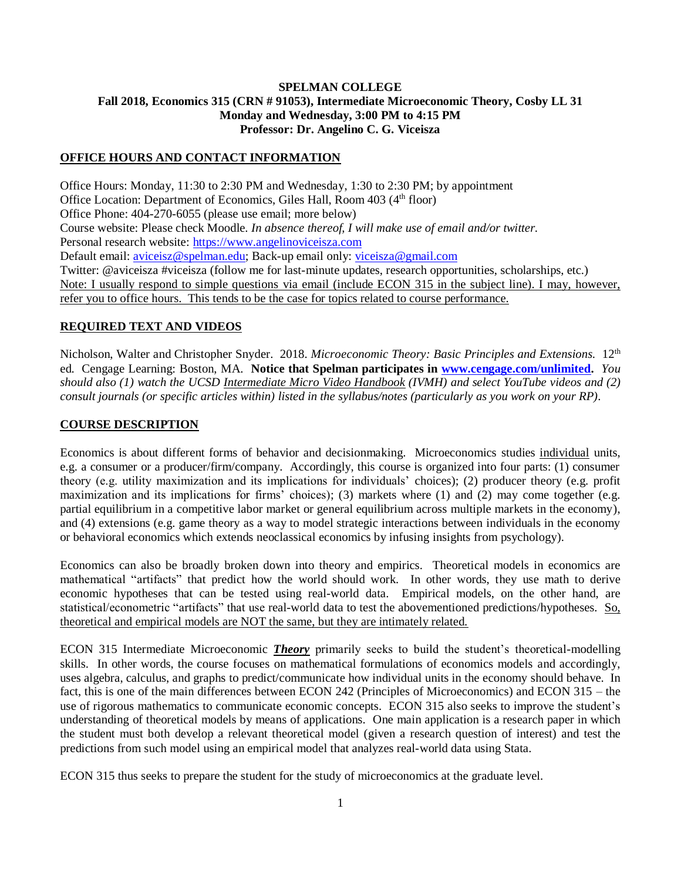**SPELMAN COLLEGE**
**Fall 2018, Economics 315 (CRN # 91053), Intermediate Microeconomic Theory, Cosby LL 31**
**Monday and Wednesday, 3:00 PM to 4:15 PM**
**Professor: Dr. Angelino C. G. Viceisza**

## OFFICE HOURS AND CONTACT INFORMATION

Office Hours: Monday, 11:30 to 2:30 PM and Wednesday, 1:30 to 2:30 PM; by appointment
Office Location: Department of Economics, Giles Hall, Room 403 (4th floor)
Office Phone: 404-270-6055 (please use email; more below)
Course website: Please check Moodle. *In absence thereof, I will make use of email and/or twitter.*
Personal research website: https://www.angelinoviceisza.com
Default email: aviceisz@spelman.edu; Back-up email only: viceisza@gmail.com
Twitter: @aviceisza #viceisza (follow me for last-minute updates, research opportunities, scholarships, etc.)
Note: I usually respond to simple questions via email (include ECON 315 in the subject line). I may, however, refer you to office hours. This tends to be the case for topics related to course performance.

## REQUIRED TEXT AND VIDEOS

Nicholson, Walter and Christopher Snyder. 2018. *Microeconomic Theory: Basic Principles and Extensions.* 12th ed. Cengage Learning: Boston, MA. **Notice that Spelman participates in www.cengage.com/unlimited.** *You should also (1) watch the UCSD Intermediate Micro Video Handbook (IVMH) and select YouTube videos and (2) consult journals (or specific articles within) listed in the syllabus/notes (particularly as you work on your RP).*

## COURSE DESCRIPTION

Economics is about different forms of behavior and decisionmaking. Microeconomics studies individual units, e.g. a consumer or a producer/firm/company. Accordingly, this course is organized into four parts: (1) consumer theory (e.g. utility maximization and its implications for individuals' choices); (2) producer theory (e.g. profit maximization and its implications for firms' choices); (3) markets where (1) and (2) may come together (e.g. partial equilibrium in a competitive labor market or general equilibrium across multiple markets in the economy), and (4) extensions (e.g. game theory as a way to model strategic interactions between individuals in the economy or behavioral economics which extends neoclassical economics by infusing insights from psychology).

Economics can also be broadly broken down into theory and empirics. Theoretical models in economics are mathematical "artifacts" that predict how the world should work. In other words, they use math to derive economic hypotheses that can be tested using real-world data. Empirical models, on the other hand, are statistical/econometric "artifacts" that use real-world data to test the abovementioned predictions/hypotheses. So, theoretical and empirical models are NOT the same, but they are intimately related.

ECON 315 Intermediate Microeconomic ***Theory*** primarily seeks to build the student's theoretical-modelling skills. In other words, the course focuses on mathematical formulations of economics models and accordingly, uses algebra, calculus, and graphs to predict/communicate how individual units in the economy should behave. In fact, this is one of the main differences between ECON 242 (Principles of Microeconomics) and ECON 315 – the use of rigorous mathematics to communicate economic concepts. ECON 315 also seeks to improve the student's understanding of theoretical models by means of applications. One main application is a research paper in which the student must both develop a relevant theoretical model (given a research question of interest) and test the predictions from such model using an empirical model that analyzes real-world data using Stata.

ECON 315 thus seeks to prepare the student for the study of microeconomics at the graduate level.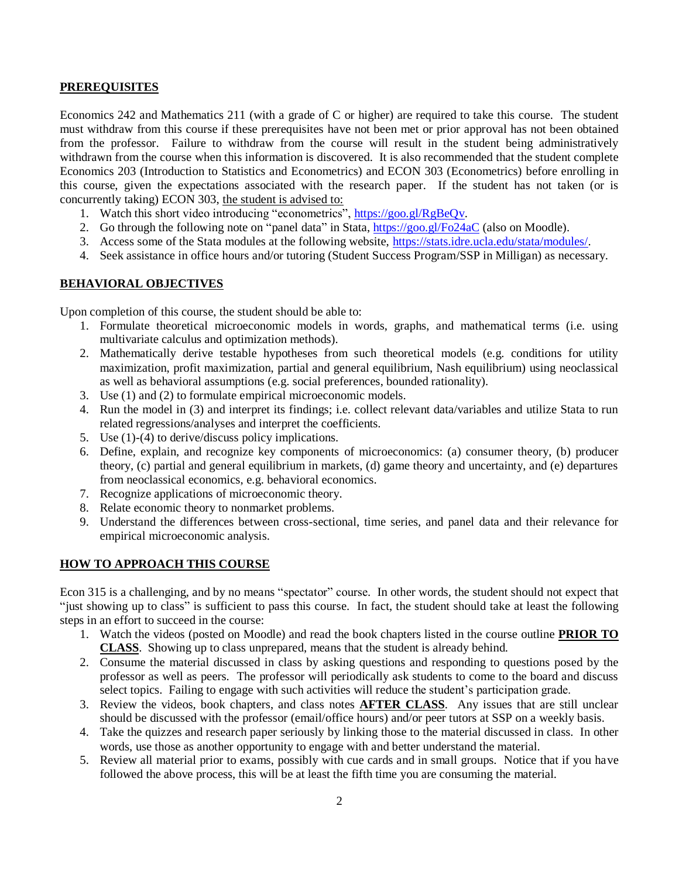## PREREQUISITES

Economics 242 and Mathematics 211 (with a grade of C or higher) are required to take this course. The student must withdraw from this course if these prerequisites have not been met or prior approval has not been obtained from the professor. Failure to withdraw from the course will result in the student being administratively withdrawn from the course when this information is discovered. It is also recommended that the student complete Economics 203 (Introduction to Statistics and Econometrics) and ECON 303 (Econometrics) before enrolling in this course, given the expectations associated with the research paper. If the student has not taken (or is concurrently taking) ECON 303, the student is advised to:

1. Watch this short video introducing "econometrics", https://goo.gl/RgBeQv.
2. Go through the following note on "panel data" in Stata, https://goo.gl/Fo24aC (also on Moodle).
3. Access some of the Stata modules at the following website, https://stats.idre.ucla.edu/stata/modules/.
4. Seek assistance in office hours and/or tutoring (Student Success Program/SSP in Milligan) as necessary.

## BEHAVIORAL OBJECTIVES

Upon completion of this course, the student should be able to:

1. Formulate theoretical microeconomic models in words, graphs, and mathematical terms (i.e. using multivariate calculus and optimization methods).
2. Mathematically derive testable hypotheses from such theoretical models (e.g. conditions for utility maximization, profit maximization, partial and general equilibrium, Nash equilibrium) using neoclassical as well as behavioral assumptions (e.g. social preferences, bounded rationality).
3. Use (1) and (2) to formulate empirical microeconomic models.
4. Run the model in (3) and interpret its findings; i.e. collect relevant data/variables and utilize Stata to run related regressions/analyses and interpret the coefficients.
5. Use (1)-(4) to derive/discuss policy implications.
6. Define, explain, and recognize key components of microeconomics: (a) consumer theory, (b) producer theory, (c) partial and general equilibrium in markets, (d) game theory and uncertainty, and (e) departures from neoclassical economics, e.g. behavioral economics.
7. Recognize applications of microeconomic theory.
8. Relate economic theory to nonmarket problems.
9. Understand the differences between cross-sectional, time series, and panel data and their relevance for empirical microeconomic analysis.

## HOW TO APPROACH THIS COURSE

Econ 315 is a challenging, and by no means "spectator" course. In other words, the student should not expect that "just showing up to class" is sufficient to pass this course. In fact, the student should take at least the following steps in an effort to succeed in the course:

1. Watch the videos (posted on Moodle) and read the book chapters listed in the course outline **PRIOR TO CLASS**. Showing up to class unprepared, means that the student is already behind.
2. Consume the material discussed in class by asking questions and responding to questions posed by the professor as well as peers. The professor will periodically ask students to come to the board and discuss select topics. Failing to engage with such activities will reduce the student's participation grade.
3. Review the videos, book chapters, and class notes **AFTER CLASS**. Any issues that are still unclear should be discussed with the professor (email/office hours) and/or peer tutors at SSP on a weekly basis.
4. Take the quizzes and research paper seriously by linking those to the material discussed in class. In other words, use those as another opportunity to engage with and better understand the material.
5. Review all material prior to exams, possibly with cue cards and in small groups. Notice that if you have followed the above process, this will be at least the fifth time you are consuming the material.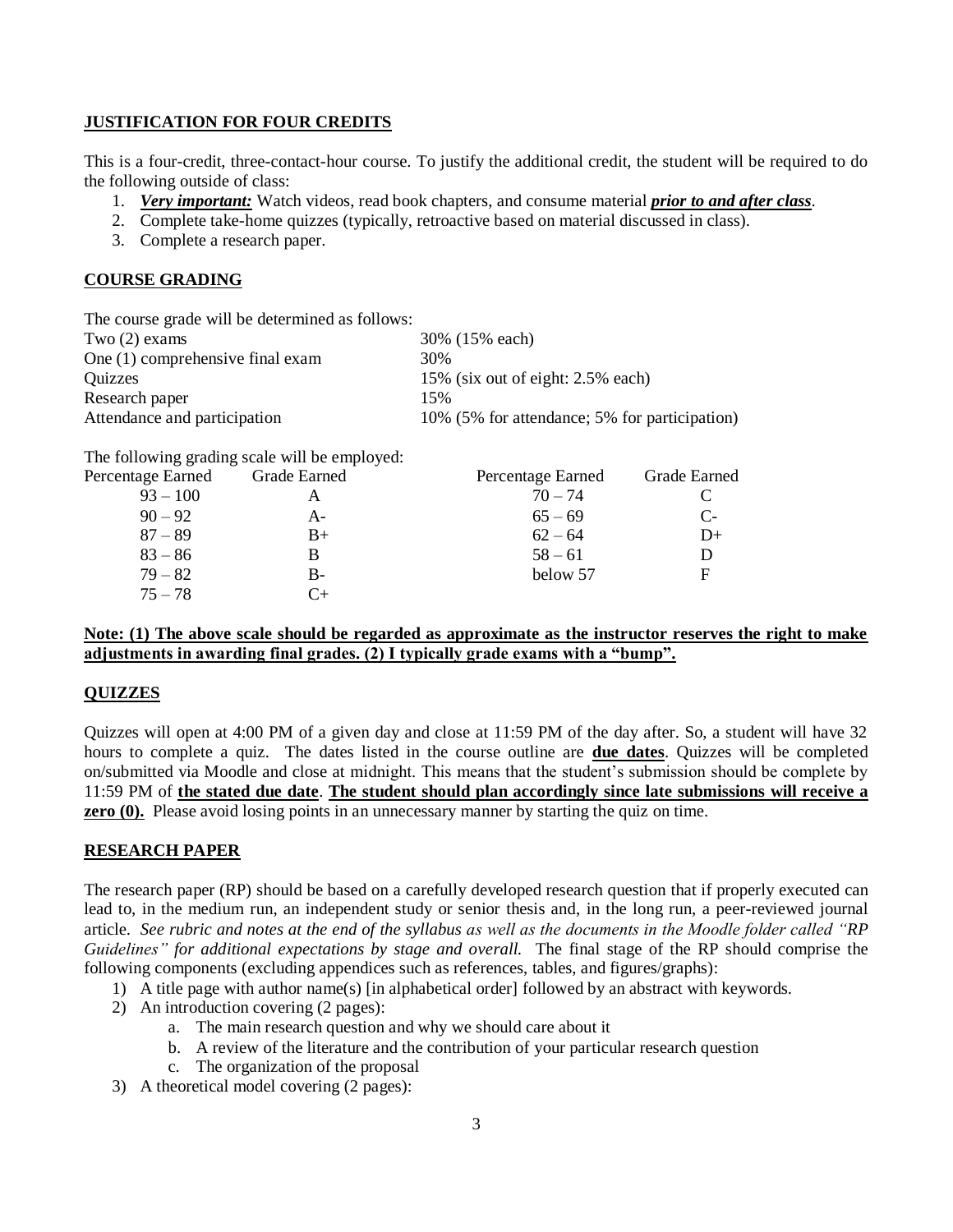## JUSTIFICATION FOR FOUR CREDITS

This is a four-credit, three-contact-hour course. To justify the additional credit, the student will be required to do the following outside of class:

1. ***Very important:*** Watch videos, read book chapters, and consume material ***prior to and after class***.
2. Complete take-home quizzes (typically, retroactive based on material discussed in class).
3. Complete a research paper.

## COURSE GRADING

The course grade will be determined as follows:

| Component | Weight |
|---|---|
| Two (2) exams | 30% (15% each) |
| One (1) comprehensive final exam | 30% |
| Quizzes | 15% (six out of eight: 2.5% each) |
| Research paper | 15% |
| Attendance and participation | 10% (5% for attendance; 5% for participation) |

The following grading scale will be employed:

| Percentage Earned | Grade Earned | Percentage Earned | Grade Earned |
|---|---|---|---|
| 93 – 100 | A | 70 – 74 | C |
| 90 – 92 | A- | 65 – 69 | C- |
| 87 – 89 | B+ | 62 – 64 | D+ |
| 83 – 86 | B | 58 – 61 | D |
| 79 – 82 | B- | below 57 | F |
| 75 – 78 | C+ | | |

**Note: (1) The above scale should be regarded as approximate as the instructor reserves the right to make adjustments in awarding final grades. (2) I typically grade exams with a "bump".**

## QUIZZES

Quizzes will open at 4:00 PM of a given day and close at 11:59 PM of the day after. So, a student will have 32 hours to complete a quiz. The dates listed in the course outline are **due dates**. Quizzes will be completed on/submitted via Moodle and close at midnight. This means that the student's submission should be complete by 11:59 PM of **the stated due date**. **The student should plan accordingly since late submissions will receive a zero (0).** Please avoid losing points in an unnecessary manner by starting the quiz on time.

## RESEARCH PAPER

The research paper (RP) should be based on a carefully developed research question that if properly executed can lead to, in the medium run, an independent study or senior thesis and, in the long run, a peer-reviewed journal article. *See rubric and notes at the end of the syllabus as well as the documents in the Moodle folder called "RP Guidelines" for additional expectations by stage and overall.* The final stage of the RP should comprise the following components (excluding appendices such as references, tables, and figures/graphs):

1) A title page with author name(s) [in alphabetical order] followed by an abstract with keywords.
2) An introduction covering (2 pages):
    a. The main research question and why we should care about it
    b. A review of the literature and the contribution of your particular research question
    c. The organization of the proposal
3) A theoretical model covering (2 pages):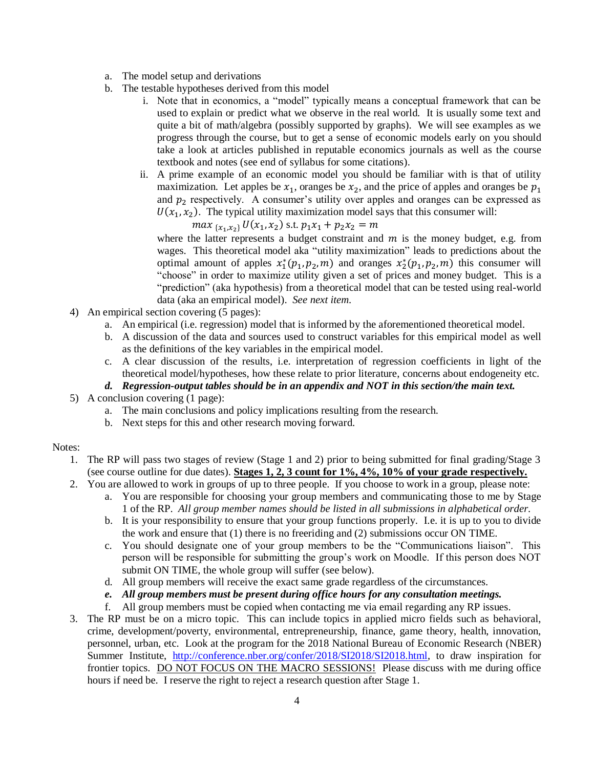a. The model setup and derivations
b. The testable hypotheses derived from this model
    i. Note that in economics, a "model" typically means a conceptual framework that can be used to explain or predict what we observe in the real world. It is usually some text and quite a bit of math/algebra (possibly supported by graphs). We will see examples as we progress through the course, but to get a sense of economic models early on you should take a look at articles published in reputable economics journals as well as the course textbook and notes (see end of syllabus for some citations).
    ii. A prime example of an economic model you should be familiar with is that of utility maximization. Let apples be $x_1$, oranges be $x_2$, and the price of apples and oranges be $p_1$ and $p_2$ respectively. A consumer's utility over apples and oranges can be expressed as $U(x_1, x_2)$. The typical utility maximization model says that this consumer will:

    $$max_{\{x_1,x_2\}} U(x_1, x_2) \text{ s.t. } p_1x_1 + p_2x_2 = m$$

    where the latter represents a budget constraint and $m$ is the money budget, e.g. from wages. This theoretical model aka "utility maximization" leads to predictions about the optimal amount of apples $x_1^*(p_1, p_2, m)$ and oranges $x_2^*(p_1, p_2, m)$ this consumer will "choose" in order to maximize utility given a set of prices and money budget. This is a "prediction" (aka hypothesis) from a theoretical model that can be tested using real-world data (aka an empirical model). *See next item.*

4) An empirical section covering (5 pages):
    a. An empirical (i.e. regression) model that is informed by the aforementioned theoretical model.
    b. A discussion of the data and sources used to construct variables for this empirical model as well as the definitions of the key variables in the empirical model.
    c. A clear discussion of the results, i.e. interpretation of regression coefficients in light of the theoretical model/hypotheses, how these relate to prior literature, concerns about endogeneity etc.
    d. ***Regression-output tables should be in an appendix and NOT in this section/the main text.***
5) A conclusion covering (1 page):
    a. The main conclusions and policy implications resulting from the research.
    b. Next steps for this and other research moving forward.

Notes:

1. The RP will pass two stages of review (Stage 1 and 2) prior to being submitted for final grading/Stage 3 (see course outline for due dates). **Stages 1, 2, 3 count for 1%, 4%, 10% of your grade respectively.**
2. You are allowed to work in groups of up to three people. If you choose to work in a group, please note:
    a. You are responsible for choosing your group members and communicating those to me by Stage 1 of the RP. *All group member names should be listed in all submissions in alphabetical order.*
    b. It is your responsibility to ensure that your group functions properly. I.e. it is up to you to divide the work and ensure that (1) there is no freeriding and (2) submissions occur ON TIME.
    c. You should designate one of your group members to be the "Communications liaison". This person will be responsible for submitting the group's work on Moodle. If this person does NOT submit ON TIME, the whole group will suffer (see below).
    d. All group members will receive the exact same grade regardless of the circumstances.
    e. ***All group members must be present during office hours for any consultation meetings.***
    f. All group members must be copied when contacting me via email regarding any RP issues.
3. The RP must be on a micro topic. This can include topics in applied micro fields such as behavioral, crime, development/poverty, environmental, entrepreneurship, finance, game theory, health, innovation, personnel, urban, etc. Look at the program for the 2018 National Bureau of Economic Research (NBER) Summer Institute, http://conference.nber.org/confer/2018/SI2018/SI2018.html, to draw inspiration for frontier topics. DO NOT FOCUS ON THE MACRO SESSIONS! Please discuss with me during office hours if need be. I reserve the right to reject a research question after Stage 1.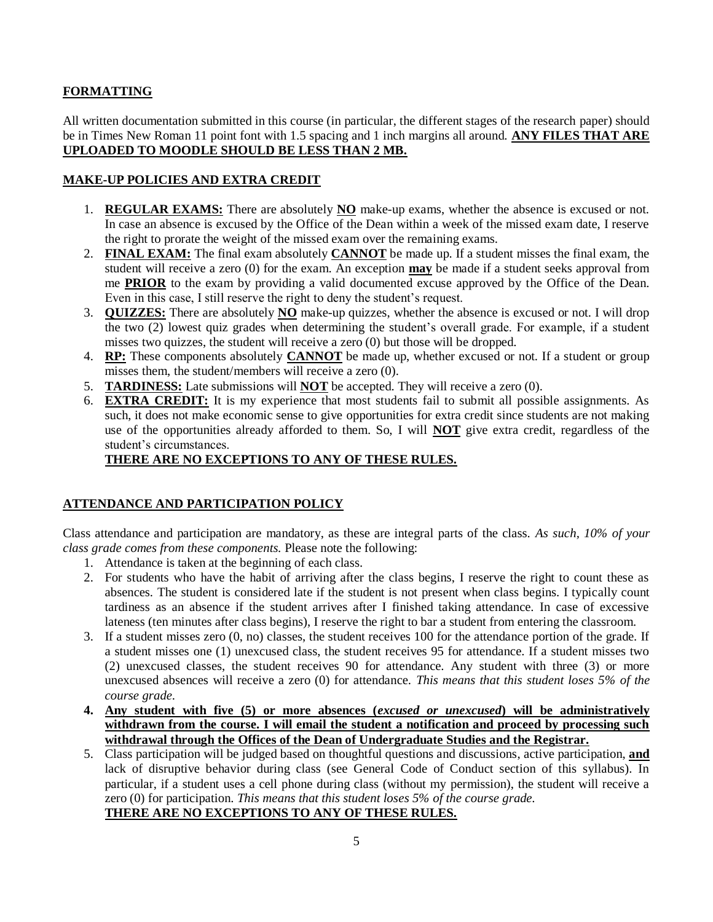## FORMATTING

All written documentation submitted in this course (in particular, the different stages of the research paper) should be in Times New Roman 11 point font with 1.5 spacing and 1 inch margins all around. **ANY FILES THAT ARE UPLOADED TO MOODLE SHOULD BE LESS THAN 2 MB.**

## MAKE-UP POLICIES AND EXTRA CREDIT

1. **REGULAR EXAMS:** There are absolutely **NO** make-up exams, whether the absence is excused or not. In case an absence is excused by the Office of the Dean within a week of the missed exam date, I reserve the right to prorate the weight of the missed exam over the remaining exams.
2. **FINAL EXAM:** The final exam absolutely **CANNOT** be made up. If a student misses the final exam, the student will receive a zero (0) for the exam. An exception **may** be made if a student seeks approval from me **PRIOR** to the exam by providing a valid documented excuse approved by the Office of the Dean. Even in this case, I still reserve the right to deny the student's request.
3. **QUIZZES:** There are absolutely **NO** make-up quizzes, whether the absence is excused or not. I will drop the two (2) lowest quiz grades when determining the student's overall grade. For example, if a student misses two quizzes, the student will receive a zero (0) but those will be dropped.
4. **RP:** These components absolutely **CANNOT** be made up, whether excused or not. If a student or group misses them, the student/members will receive a zero (0).
5. **TARDINESS:** Late submissions will **NOT** be accepted. They will receive a zero (0).
6. **EXTRA CREDIT:** It is my experience that most students fail to submit all possible assignments. As such, it does not make economic sense to give opportunities for extra credit since students are not making use of the opportunities already afforded to them. So, I will **NOT** give extra credit, regardless of the student's circumstances.

   **THERE ARE NO EXCEPTIONS TO ANY OF THESE RULES.**

## ATTENDANCE AND PARTICIPATION POLICY

Class attendance and participation are mandatory, as these are integral parts of the class. *As such, 10% of your class grade comes from these components.* Please note the following:

1. Attendance is taken at the beginning of each class.
2. For students who have the habit of arriving after the class begins, I reserve the right to count these as absences. The student is considered late if the student is not present when class begins. I typically count tardiness as an absence if the student arrives after I finished taking attendance. In case of excessive lateness (ten minutes after class begins), I reserve the right to bar a student from entering the classroom.
3. If a student misses zero (0, no) classes, the student receives 100 for the attendance portion of the grade. If a student misses one (1) unexcused class, the student receives 95 for attendance. If a student misses two (2) unexcused classes, the student receives 90 for attendance. Any student with three (3) or more unexcused absences will receive a zero (0) for attendance. *This means that this student loses 5% of the course grade.*
4. **Any student with five (5) or more absences (*excused or unexcused*) will be administratively withdrawn from the course. I will email the student a notification and proceed by processing such withdrawal through the Offices of the Dean of Undergraduate Studies and the Registrar.**
5. Class participation will be judged based on thoughtful questions and discussions, active participation, **and** lack of disruptive behavior during class (see General Code of Conduct section of this syllabus). In particular, if a student uses a cell phone during class (without my permission), the student will receive a zero (0) for participation. *This means that this student loses 5% of the course grade.*

   **THERE ARE NO EXCEPTIONS TO ANY OF THESE RULES.**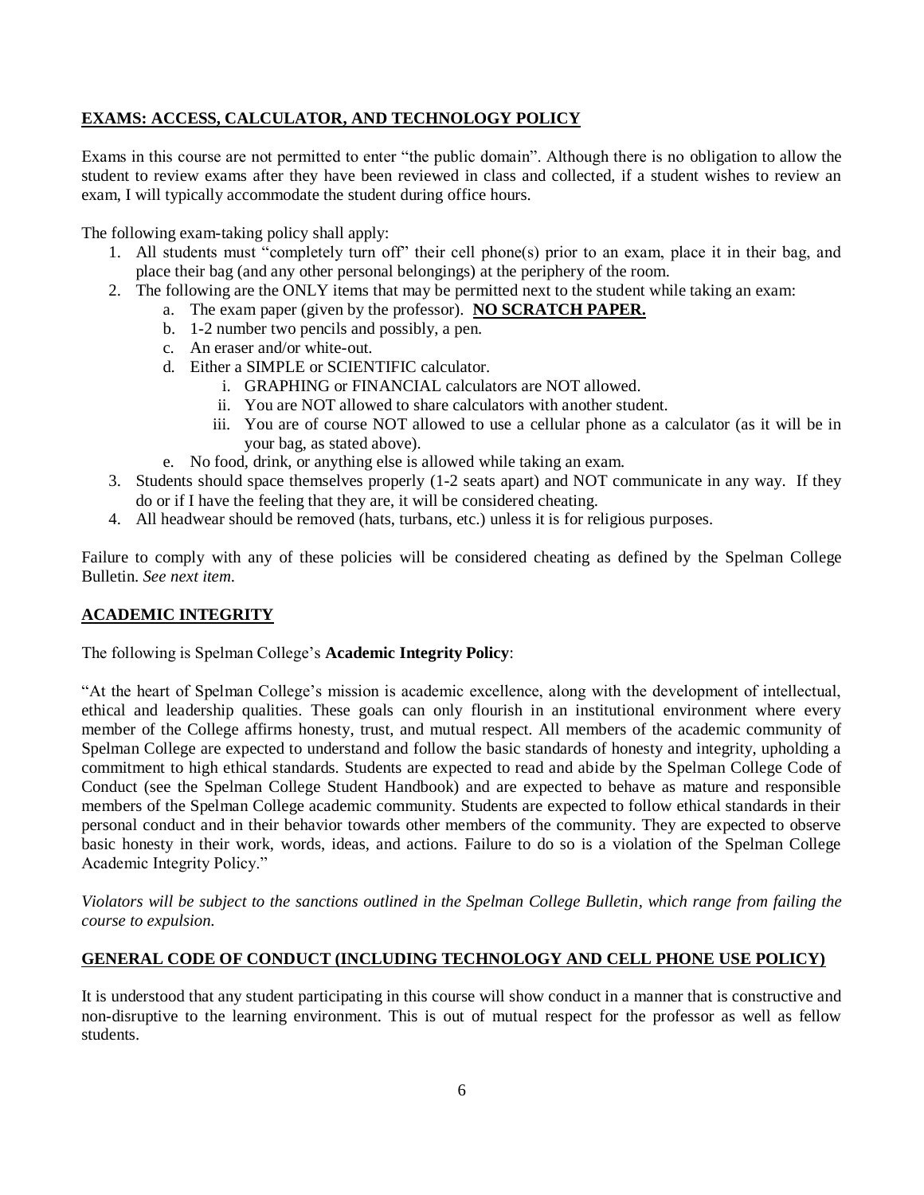## EXAMS: ACCESS, CALCULATOR, AND TECHNOLOGY POLICY

Exams in this course are not permitted to enter "the public domain". Although there is no obligation to allow the student to review exams after they have been reviewed in class and collected, if a student wishes to review an exam, I will typically accommodate the student during office hours.

The following exam-taking policy shall apply:

1. All students must "completely turn off" their cell phone(s) prior to an exam, place it in their bag, and place their bag (and any other personal belongings) at the periphery of the room.
2. The following are the ONLY items that may be permitted next to the student while taking an exam:
   a. The exam paper (given by the professor). **NO SCRATCH PAPER.**
   b. 1-2 number two pencils and possibly, a pen.
   c. An eraser and/or white-out.
   d. Either a SIMPLE or SCIENTIFIC calculator.
      i. GRAPHING or FINANCIAL calculators are NOT allowed.
      ii. You are NOT allowed to share calculators with another student.
      iii. You are of course NOT allowed to use a cellular phone as a calculator (as it will be in your bag, as stated above).
   e. No food, drink, or anything else is allowed while taking an exam.
3. Students should space themselves properly (1-2 seats apart) and NOT communicate in any way. If they do or if I have the feeling that they are, it will be considered cheating.
4. All headwear should be removed (hats, turbans, etc.) unless it is for religious purposes.

Failure to comply with any of these policies will be considered cheating as defined by the Spelman College Bulletin. *See next item.*

## ACADEMIC INTEGRITY

The following is Spelman College's **Academic Integrity Policy**:

"At the heart of Spelman College's mission is academic excellence, along with the development of intellectual, ethical and leadership qualities. These goals can only flourish in an institutional environment where every member of the College affirms honesty, trust, and mutual respect. All members of the academic community of Spelman College are expected to understand and follow the basic standards of honesty and integrity, upholding a commitment to high ethical standards. Students are expected to read and abide by the Spelman College Code of Conduct (see the Spelman College Student Handbook) and are expected to behave as mature and responsible members of the Spelman College academic community. Students are expected to follow ethical standards in their personal conduct and in their behavior towards other members of the community. They are expected to observe basic honesty in their work, words, ideas, and actions. Failure to do so is a violation of the Spelman College Academic Integrity Policy."

*Violators will be subject to the sanctions outlined in the Spelman College Bulletin, which range from failing the course to expulsion.*

## GENERAL CODE OF CONDUCT (INCLUDING TECHNOLOGY AND CELL PHONE USE POLICY)

It is understood that any student participating in this course will show conduct in a manner that is constructive and non-disruptive to the learning environment. This is out of mutual respect for the professor as well as fellow students.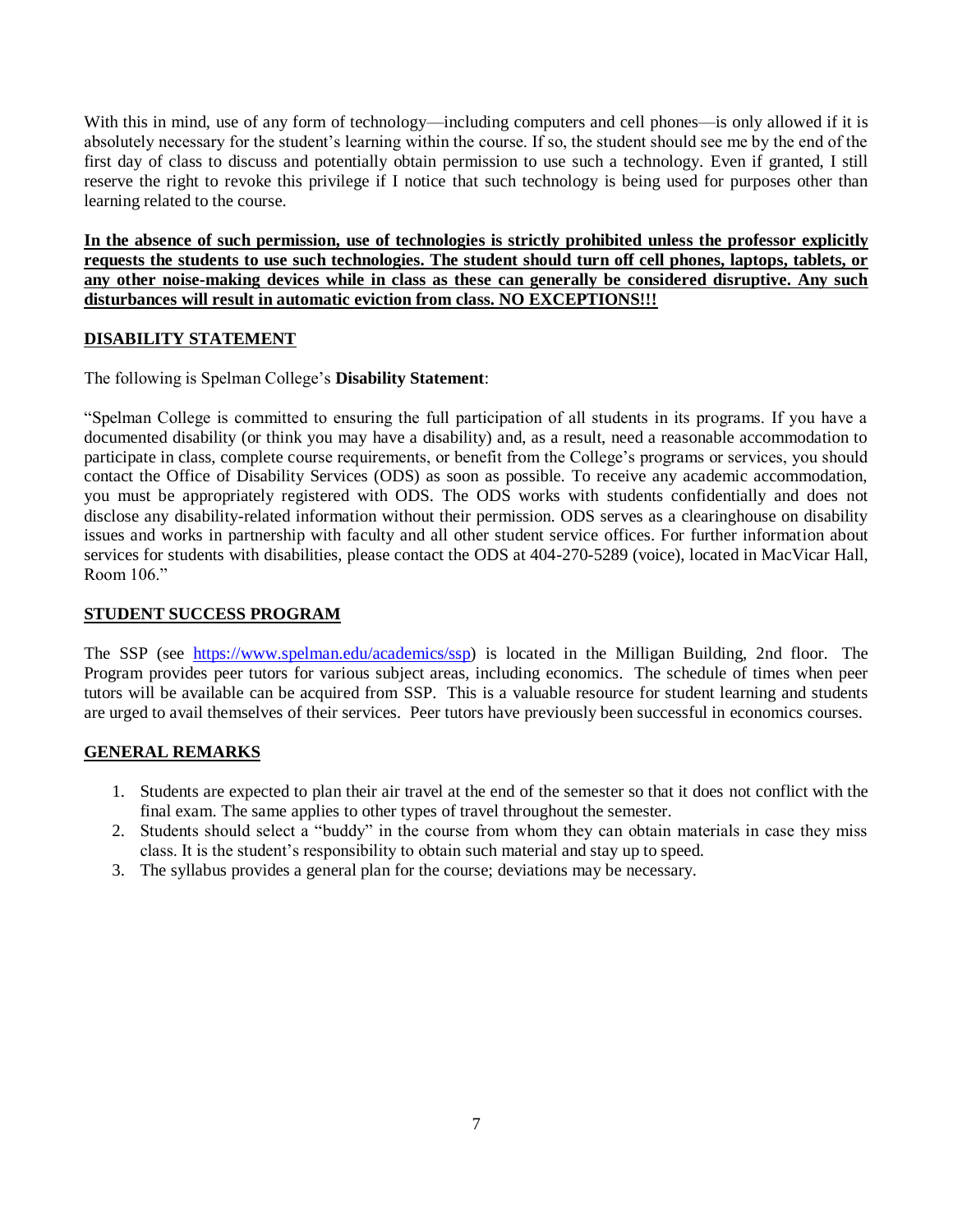With this in mind, use of any form of technology—including computers and cell phones—is only allowed if it is absolutely necessary for the student's learning within the course. If so, the student should see me by the end of the first day of class to discuss and potentially obtain permission to use such a technology. Even if granted, I still reserve the right to revoke this privilege if I notice that such technology is being used for purposes other than learning related to the course.

**<u>In the absence of such permission, use of technologies is strictly prohibited unless the professor explicitly requests the students to use such technologies. The student should turn off cell phones, laptops, tablets, or any other noise-making devices while in class as these can generally be considered disruptive. Any such disturbances will result in automatic eviction from class. NO EXCEPTIONS!!!</u>**

## DISABILITY STATEMENT

The following is Spelman College's **Disability Statement**:

"Spelman College is committed to ensuring the full participation of all students in its programs. If you have a documented disability (or think you may have a disability) and, as a result, need a reasonable accommodation to participate in class, complete course requirements, or benefit from the College's programs or services, you should contact the Office of Disability Services (ODS) as soon as possible. To receive any academic accommodation, you must be appropriately registered with ODS. The ODS works with students confidentially and does not disclose any disability-related information without their permission. ODS serves as a clearinghouse on disability issues and works in partnership with faculty and all other student service offices. For further information about services for students with disabilities, please contact the ODS at 404-270-5289 (voice), located in MacVicar Hall, Room 106."

## STUDENT SUCCESS PROGRAM

The SSP (see [https://www.spelman.edu/academics/ssp](https://www.spelman.edu/academics/ssp)) is located in the Milligan Building, 2nd floor. The Program provides peer tutors for various subject areas, including economics. The schedule of times when peer tutors will be available can be acquired from SSP. This is a valuable resource for student learning and students are urged to avail themselves of their services. Peer tutors have previously been successful in economics courses.

## GENERAL REMARKS

1. Students are expected to plan their air travel at the end of the semester so that it does not conflict with the final exam. The same applies to other types of travel throughout the semester.
2. Students should select a "buddy" in the course from whom they can obtain materials in case they miss class. It is the student's responsibility to obtain such material and stay up to speed.
3. The syllabus provides a general plan for the course; deviations may be necessary.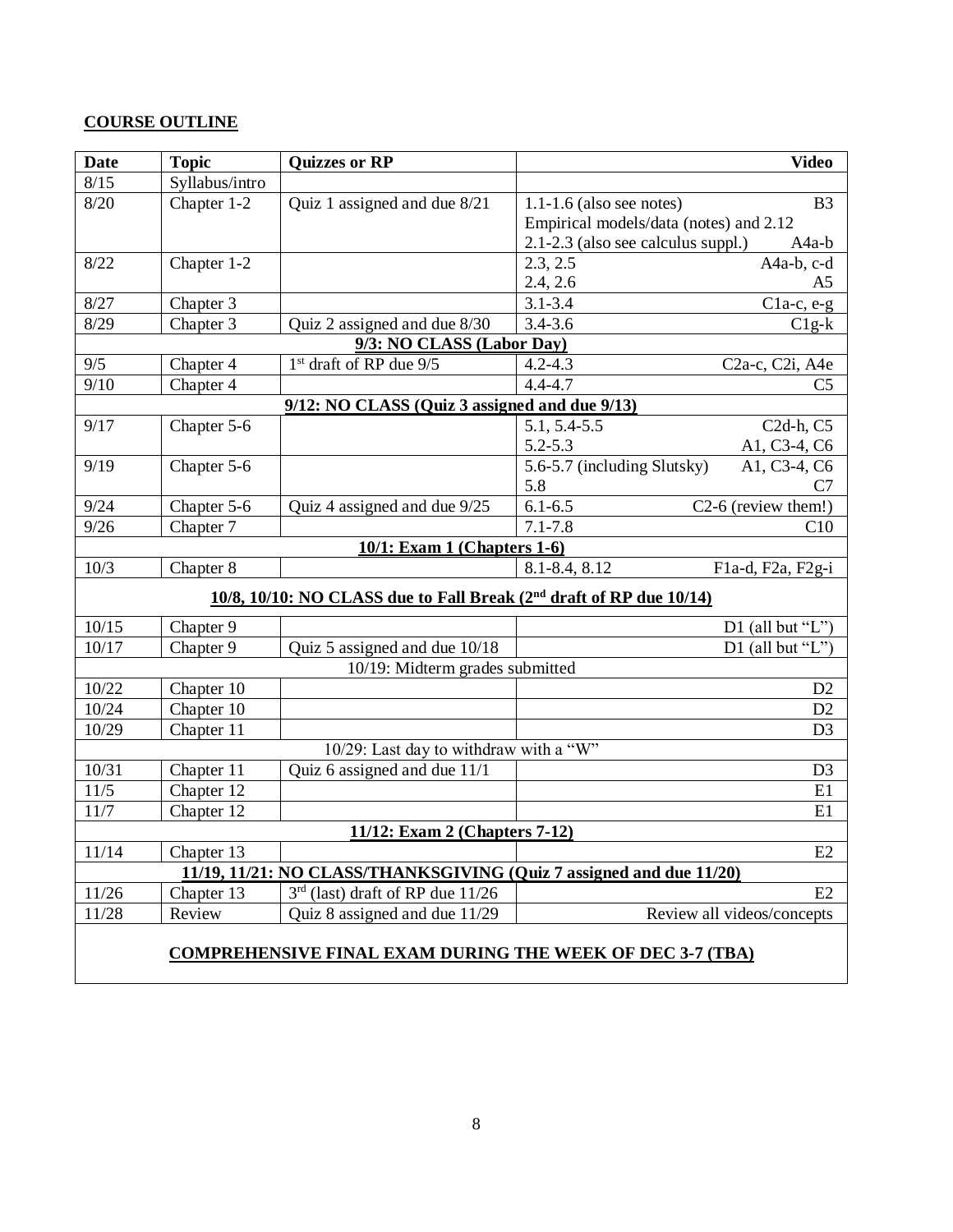**COURSE OUTLINE**

| Date | Topic | Quizzes or RP | Video | |
|---|---|---|---|---|
| 8/15 | Syllabus/intro | | | |
| 8/20 | Chapter 1-2 | Quiz 1 assigned and due 8/21 | 1.1-1.6 (also see notes)<br>Empirical models/data (notes) and 2.12<br>2.1-2.3 (also see calculus suppl.) | B3<br><br>A4a-b |
| 8/22 | Chapter 1-2 | | 2.3, 2.5<br>2.4, 2.6 | A4a-b, c-d<br>A5 |
| 8/27 | Chapter 3 | | 3.1-3.4 | C1a-c, e-g |
| 8/29 | Chapter 3 | Quiz 2 assigned and due 8/30 | 3.4-3.6 | C1g-k |
| **9/3: NO CLASS (Labor Day)** | | | | |
| 9/5 | Chapter 4 | 1st draft of RP due 9/5 | 4.2-4.3 | C2a-c, C2i, A4e |
| 9/10 | Chapter 4 | | 4.4-4.7 | C5 |
| **9/12: NO CLASS (Quiz 3 assigned and due 9/13)** | | | | |
| 9/17 | Chapter 5-6 | | 5.1, 5.4-5.5<br>5.2-5.3 | C2d-h, C5<br>A1, C3-4, C6 |
| 9/19 | Chapter 5-6 | | 5.6-5.7 (including Slutsky)<br>5.8 | A1, C3-4, C6<br>C7 |
| 9/24 | Chapter 5-6 | Quiz 4 assigned and due 9/25 | 6.1-6.5 | C2-6 (review them!) |
| 9/26 | Chapter 7 | | 7.1-7.8 | C10 |
| **10/1: Exam 1 (Chapters 1-6)** | | | | |
| 10/3 | Chapter 8 | | 8.1-8.4, 8.12 | F1a-d, F2a, F2g-i |
| **10/8, 10/10: NO CLASS due to Fall Break (2nd draft of RP due 10/14)** | | | | |
| 10/15 | Chapter 9 | | | D1 (all but "L") |
| 10/17 | Chapter 9 | Quiz 5 assigned and due 10/18 | | D1 (all but "L") |
| 10/19: Midterm grades submitted | | | | |
| 10/22 | Chapter 10 | | | D2 |
| 10/24 | Chapter 10 | | | D2 |
| 10/29 | Chapter 11 | | | D3 |
| 10/29: Last day to withdraw with a "W" | | | | |
| 10/31 | Chapter 11 | Quiz 6 assigned and due 11/1 | | D3 |
| 11/5 | Chapter 12 | | | E1 |
| 11/7 | Chapter 12 | | | E1 |
| **11/12: Exam 2 (Chapters 7-12)** | | | | |
| 11/14 | Chapter 13 | | | E2 |
| **11/19, 11/21: NO CLASS/THANKSGIVING (Quiz 7 assigned and due 11/20)** | | | | |
| 11/26 | Chapter 13 | 3rd (last) draft of RP due 11/26 | | E2 |
| 11/28 | Review | Quiz 8 assigned and due 11/29 | | Review all videos/concepts |
| **COMPREHENSIVE FINAL EXAM DURING THE WEEK OF DEC 3-7 (TBA)** | | | | |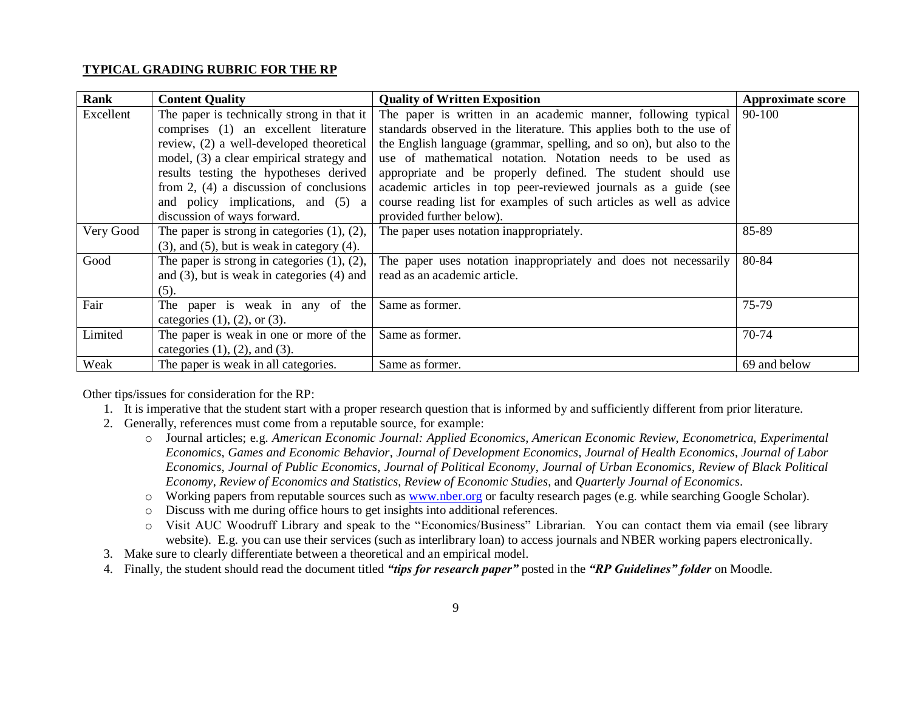**TYPICAL GRADING RUBRIC FOR THE RP**

| Rank | Content Quality | Quality of Written Exposition | Approximate score |
|---|---|---|---|
| Excellent | The paper is technically strong in that it comprises (1) an excellent literature review, (2) a well-developed theoretical model, (3) a clear empirical strategy and results testing the hypotheses derived from 2, (4) a discussion of conclusions and policy implications, and (5) a discussion of ways forward. | The paper is written in an academic manner, following typical standards observed in the literature. This applies both to the use of the English language (grammar, spelling, and so on), but also to the use of mathematical notation. Notation needs to be used as appropriate and be properly defined. The student should use academic articles in top peer-reviewed journals as a guide (see course reading list for examples of such articles as well as advice provided further below). | 90-100 |
| Very Good | The paper is strong in categories (1), (2), (3), and (5), but is weak in category (4). | The paper uses notation inappropriately. | 85-89 |
| Good | The paper is strong in categories (1), (2), and (3), but is weak in categories (4) and (5). | The paper uses notation inappropriately and does not necessarily read as an academic article. | 80-84 |
| Fair | The paper is weak in any of the categories (1), (2), or (3). | Same as former. | 75-79 |
| Limited | The paper is weak in one or more of the categories (1), (2), and (3). | Same as former. | 70-74 |
| Weak | The paper is weak in all categories. | Same as former. | 69 and below |

Other tips/issues for consideration for the RP:

1. It is imperative that the student start with a proper research question that is informed by and sufficiently different from prior literature.
2. Generally, references must come from a reputable source, for example:
   - Journal articles; e.g. *American Economic Journal: Applied Economics*, *American Economic Review*, *Econometrica*, *Experimental Economics*, *Games and Economic Behavior*, *Journal of Development Economics*, *Journal of Health Economics*, *Journal of Labor Economics*, *Journal of Public Economics*, *Journal of Political Economy*, *Journal of Urban Economics*, *Review of Black Political Economy*, *Review of Economics and Statistics*, *Review of Economic Studies*, and *Quarterly Journal of Economics*.
   - Working papers from reputable sources such as [www.nber.org](www.nber.org) or faculty research pages (e.g. while searching Google Scholar).
   - Discuss with me during office hours to get insights into additional references.
   - Visit AUC Woodruff Library and speak to the "Economics/Business" Librarian. You can contact them via email (see library website). E.g. you can use their services (such as interlibrary loan) to access journals and NBER working papers electronically.
3. Make sure to clearly differentiate between a theoretical and an empirical model.
4. Finally, the student should read the document titled ***"tips for research paper"*** posted in the ***"RP Guidelines" folder*** on Moodle.